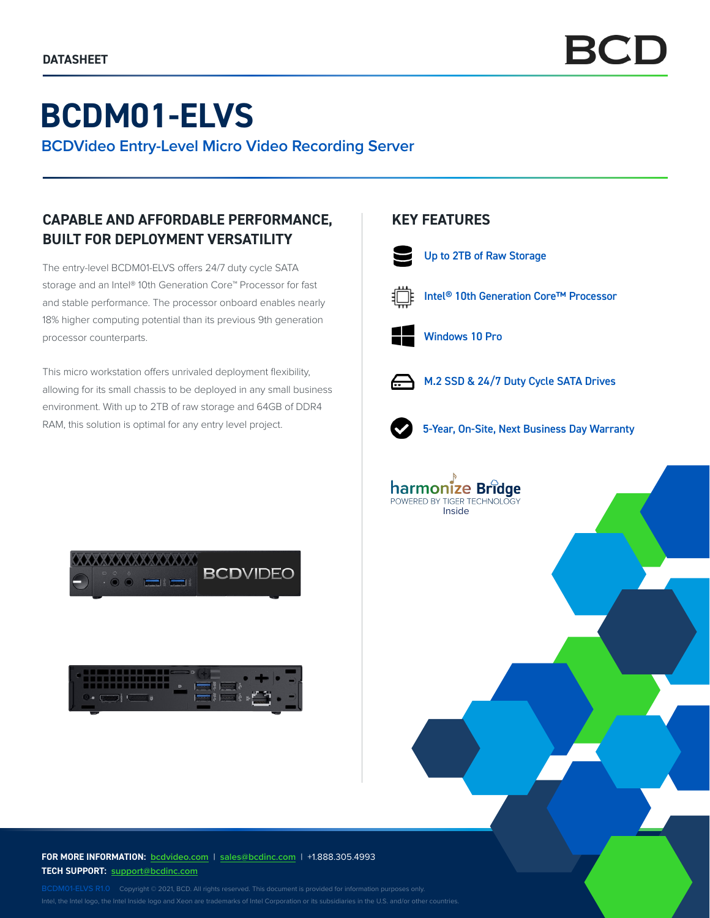DATASHEET

BCD

# BCDM01-ELVS

BCDVideo Entry-Level Micro Video Recording Server

## CAPABLE AND AFFORDABLE PERFORMANCE, BUILT FOR DEPLOYMENT VERSATILITY

The entry-level BCDM01-ELVS offers 24/7 duty cycle SATA storage and an Intel® 10th Generation Core™ Processor for fast and stable performance. The processor onboard enables nearly 18% higher computing potential than its previous 9th generation processor counterparts.

This micro workstation offers unrivaled deployment flexibility, allowing for its small chassis to be deployed in any small business environment. With up to 2TB of raw storage and 64GB of DDR4 RAM, this solution is optimal for any entry level project.

## KEY FEATURES

- Up to 2TB of Raw Storage
- Intel® 10th Generation Core™ Processor
- Windows 10 Pro
- M.2 SSD & 24/7 Duty Cycle SATA Drives
- 5-Year, On-Site, Next Business Day Warranty

harmonize Bridge
POWERED BY TIGER TECHNOLOGY
Inside

**FOR MORE INFORMATION:** bcdvideo.com | sales@bcdinc.com | +1.888.305.4993
**TECH SUPPORT:** support@bcdinc.com

BCDM01-ELVS R1.0 Copyright © 2021, BCD. All rights reserved. This document is provided for information purposes only.
Intel, the Intel logo, the Intel Inside logo and Xeon are trademarks of Intel Corporation or its subsidiaries in the U.S. and/or other countries.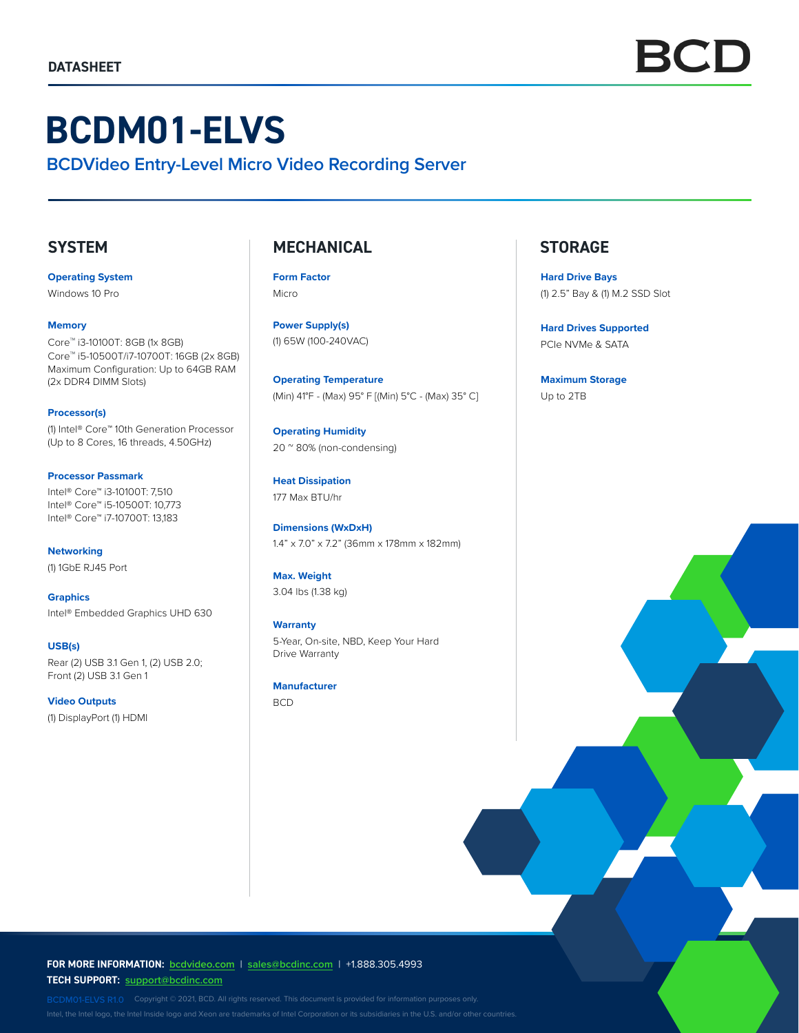DATASHEET

BCD

# BCDM01-ELVS

## BCDVideo Entry-Level Micro Video Recording Server

## SYSTEM

**Operating System**

Windows 10 Pro

**Memory**

Core™ i3-10100T: 8GB (1x 8GB)
Core™ i5-10500T/i7-10700T: 16GB (2x 8GB)
Maximum Configuration: Up to 64GB RAM (2x DDR4 DIMM Slots)

**Processor(s)**

(1) Intel® Core™ 10th Generation Processor (Up to 8 Cores, 16 threads, 4.50GHz)

**Processor Passmark**

Intel® Core™ i3-10100T: 7,510
Intel® Core™ i5-10500T: 10,773
Intel® Core™ i7-10700T: 13,183

**Networking**

(1) 1GbE RJ45 Port

**Graphics**

Intel® Embedded Graphics UHD 630

**USB(s)**

Rear (2) USB 3.1 Gen 1, (2) USB 2.0; Front (2) USB 3.1 Gen 1

**Video Outputs**

(1) DisplayPort (1) HDMI

## MECHANICAL

**Form Factor**

Micro

**Power Supply(s)**

(1) 65W (100-240VAC)

**Operating Temperature**

(Min) 41°F - (Max) 95° F [(Min) 5°C - (Max) 35° C]

**Operating Humidity**

20 ~ 80% (non-condensing)

**Heat Dissipation**

177 Max BTU/hr

**Dimensions (WxDxH)**

1.4" x 7.0" x 7.2" (36mm x 178mm x 182mm)

**Max. Weight**

3.04 lbs (1.38 kg)

**Warranty**

5-Year, On-site, NBD, Keep Your Hard Drive Warranty

**Manufacturer**

BCD

## STORAGE

**Hard Drive Bays**

(1) 2.5" Bay & (1) M.2 SSD Slot

**Hard Drives Supported**

PCIe NVMe & SATA

**Maximum Storage**

Up to 2TB

**FOR MORE INFORMATION:** bcdvideo.com | sales@bcdinc.com | +1.888.305.4993
**TECH SUPPORT:** support@bcdinc.com

BCDM01-ELVS R1.0 Copyright © 2021, BCD. All rights reserved. This document is provided for information purposes only.
Intel, the Intel logo, the Intel Inside logo and Xeon are trademarks of Intel Corporation or its subsidiaries in the U.S. and/or other countries.